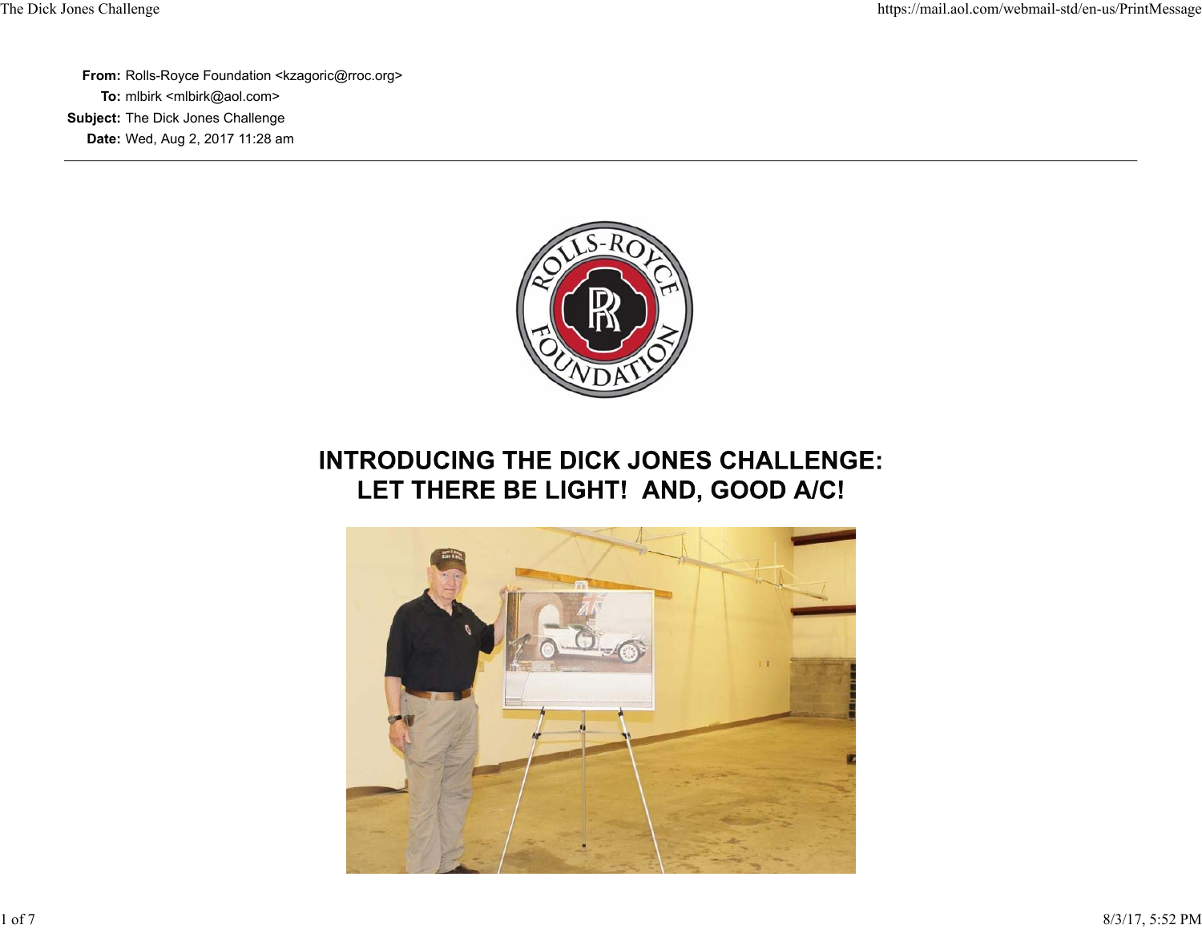**From:** Rolls-Royce Foundation <kzagoric@rroc.org>
**To:** mlbirk <mlbirk@aol.com>
**Subject:** The Dick Jones Challenge
**Date:** Wed, Aug 2, 2017 11:28 am

---

# INTRODUCING THE DICK JONES CHALLENGE: LET THERE BE LIGHT! AND, GOOD A/C!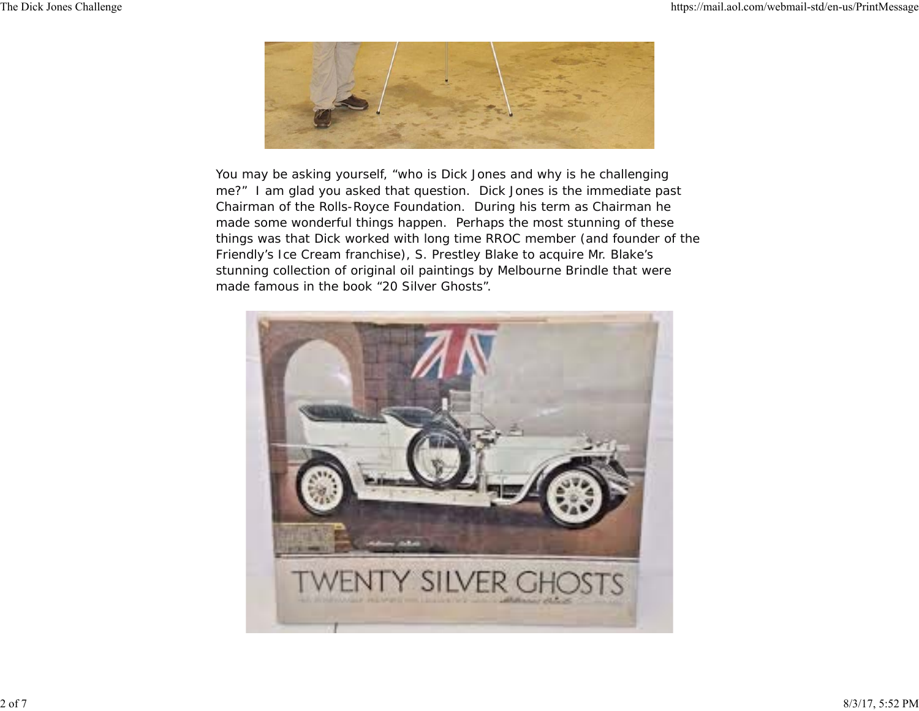You may be asking yourself, "who is Dick Jones and why is he challenging me?" I am glad you asked that question. Dick Jones is the immediate past Chairman of the Rolls-Royce Foundation. During his term as Chairman he made some wonderful things happen. Perhaps the most stunning of these things was that Dick worked with long time RROC member (and founder of the Friendly's Ice Cream franchise), S. Prestley Blake to acquire Mr. Blake's stunning collection of original oil paintings by Melbourne Brindle that were made famous in the book "20 Silver Ghosts".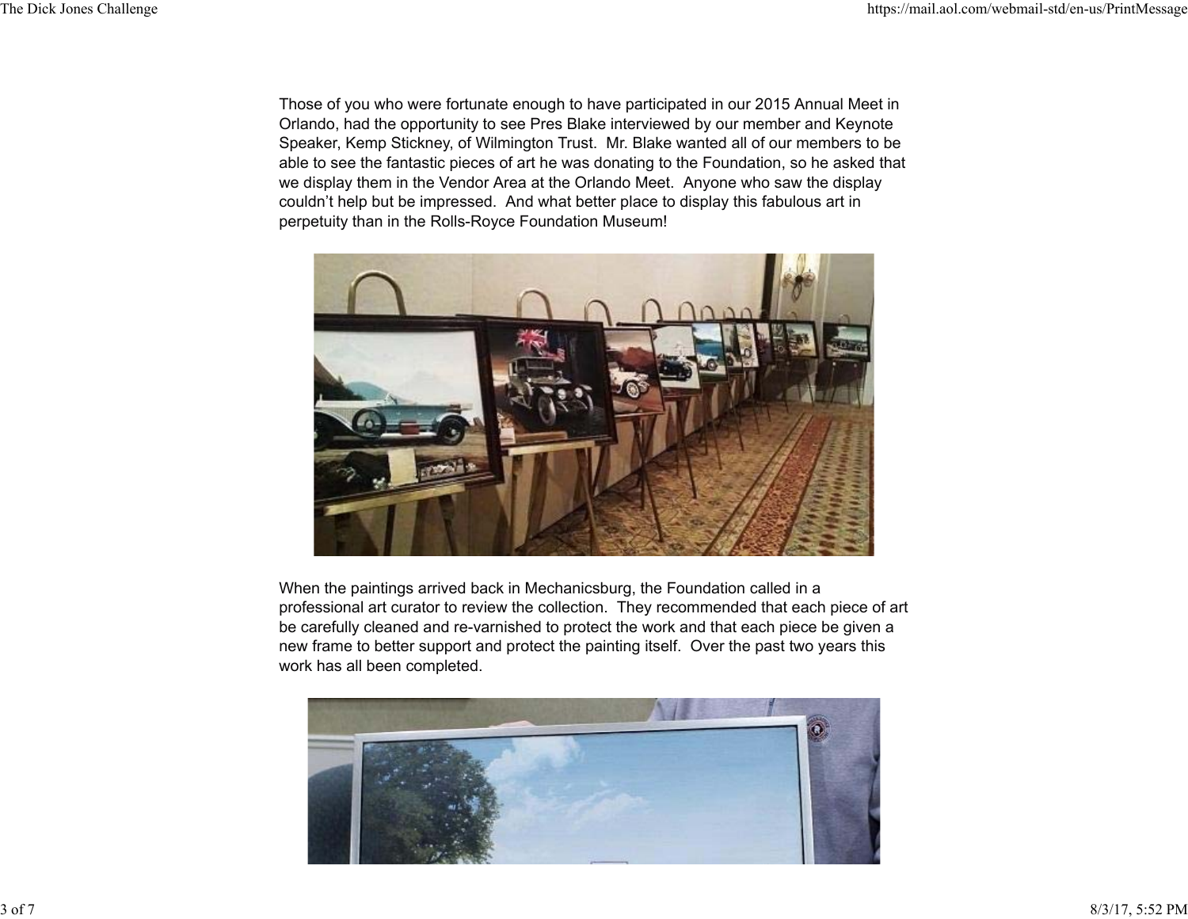Those of you who were fortunate enough to have participated in our 2015 Annual Meet in Orlando, had the opportunity to see Pres Blake interviewed by our member and Keynote Speaker, Kemp Stickney, of Wilmington Trust.  Mr. Blake wanted all of our members to be able to see the fantastic pieces of art he was donating to the Foundation, so he asked that we display them in the Vendor Area at the Orlando Meet.  Anyone who saw the display couldn't help but be impressed.  And what better place to display this fabulous art in perpetuity than in the Rolls-Royce Foundation Museum!

When the paintings arrived back in Mechanicsburg, the Foundation called in a professional art curator to review the collection.  They recommended that each piece of art be carefully cleaned and re-varnished to protect the work and that each piece be given a new frame to better support and protect the painting itself.  Over the past two years this work has all been completed.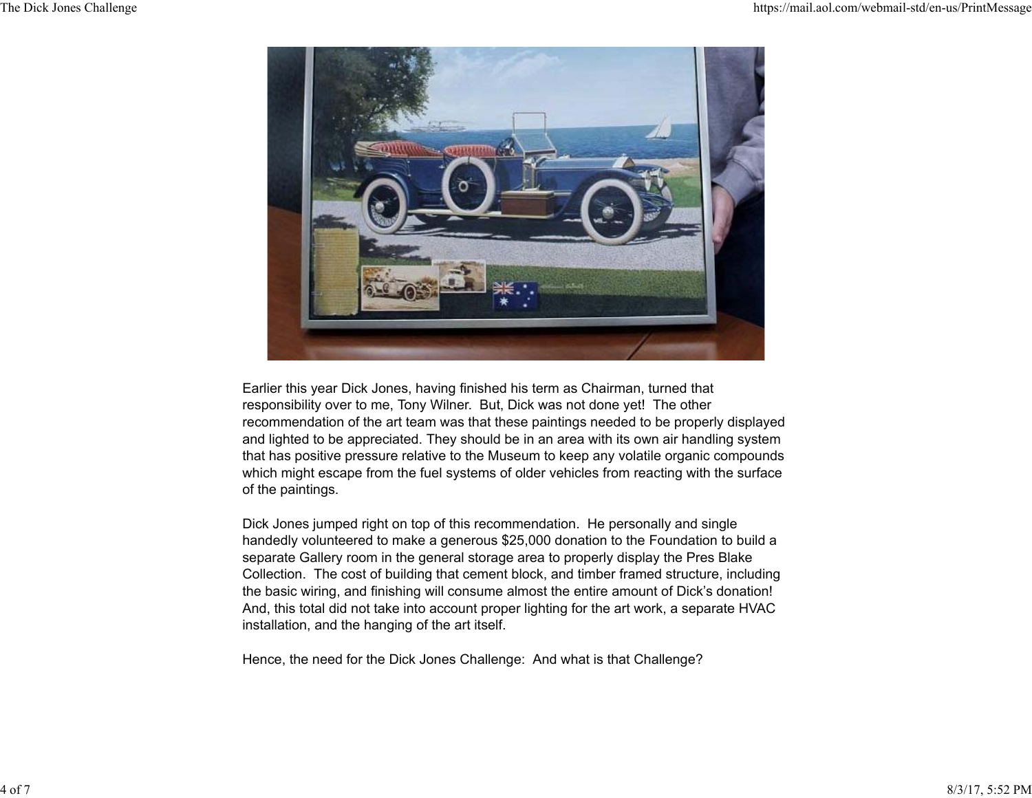Earlier this year Dick Jones, having finished his term as Chairman, turned that responsibility over to me, Tony Wilner. But, Dick was not done yet! The other recommendation of the art team was that these paintings needed to be properly displayed and lighted to be appreciated. They should be in an area with its own air handling system that has positive pressure relative to the Museum to keep any volatile organic compounds which might escape from the fuel systems of older vehicles from reacting with the surface of the paintings.

Dick Jones jumped right on top of this recommendation. He personally and single handedly volunteered to make a generous $25,000 donation to the Foundation to build a separate Gallery room in the general storage area to properly display the Pres Blake Collection. The cost of building that cement block, and timber framed structure, including the basic wiring, and finishing will consume almost the entire amount of Dick's donation! And, this total did not take into account proper lighting for the art work, a separate HVAC installation, and the hanging of the art itself.

Hence, the need for the Dick Jones Challenge: And what is that Challenge?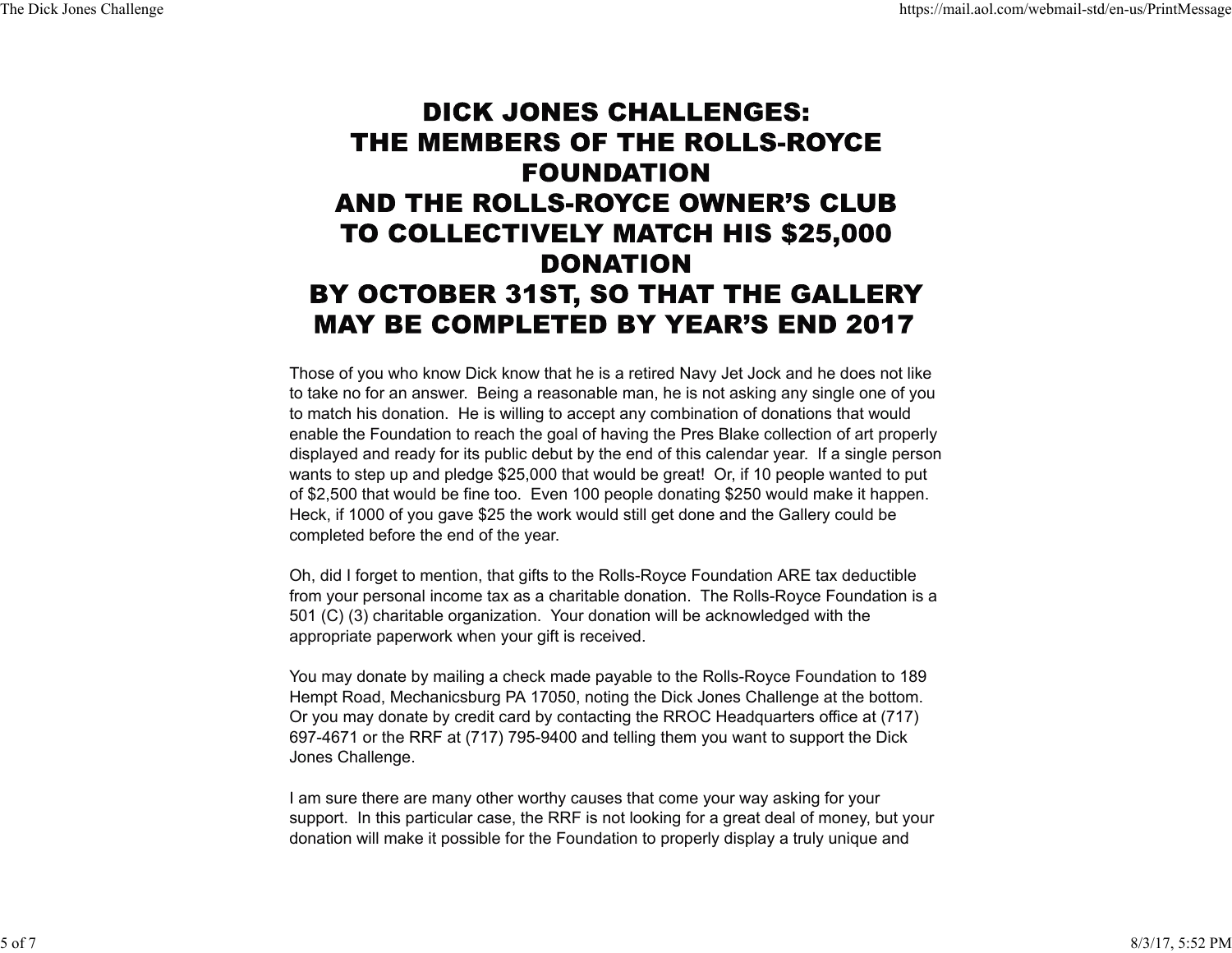# DICK JONES CHALLENGES:
# THE MEMBERS OF THE ROLLS-ROYCE FOUNDATION
# AND THE ROLLS-ROYCE OWNER'S CLUB TO COLLECTIVELY MATCH HIS $25,000 DONATION
# BY OCTOBER 31ST, SO THAT THE GALLERY MAY BE COMPLETED BY YEAR'S END 2017

Those of you who know Dick know that he is a retired Navy Jet Jock and he does not like to take no for an answer. Being a reasonable man, he is not asking any single one of you to match his donation. He is willing to accept any combination of donations that would enable the Foundation to reach the goal of having the Pres Blake collection of art properly displayed and ready for its public debut by the end of this calendar year. If a single person wants to step up and pledge $25,000 that would be great! Or, if 10 people wanted to put of $2,500 that would be fine too. Even 100 people donating $250 would make it happen. Heck, if 1000 of you gave $25 the work would still get done and the Gallery could be completed before the end of the year.

Oh, did I forget to mention, that gifts to the Rolls-Royce Foundation ARE tax deductible from your personal income tax as a charitable donation. The Rolls-Royce Foundation is a 501 (C) (3) charitable organization. Your donation will be acknowledged with the appropriate paperwork when your gift is received.

You may donate by mailing a check made payable to the Rolls-Royce Foundation to 189 Hempt Road, Mechanicsburg PA 17050, noting the Dick Jones Challenge at the bottom. Or you may donate by credit card by contacting the RROC Headquarters office at (717) 697-4671 or the RRF at (717) 795-9400 and telling them you want to support the Dick Jones Challenge.

I am sure there are many other worthy causes that come your way asking for your support. In this particular case, the RRF is not looking for a great deal of money, but your donation will make it possible for the Foundation to properly display a truly unique and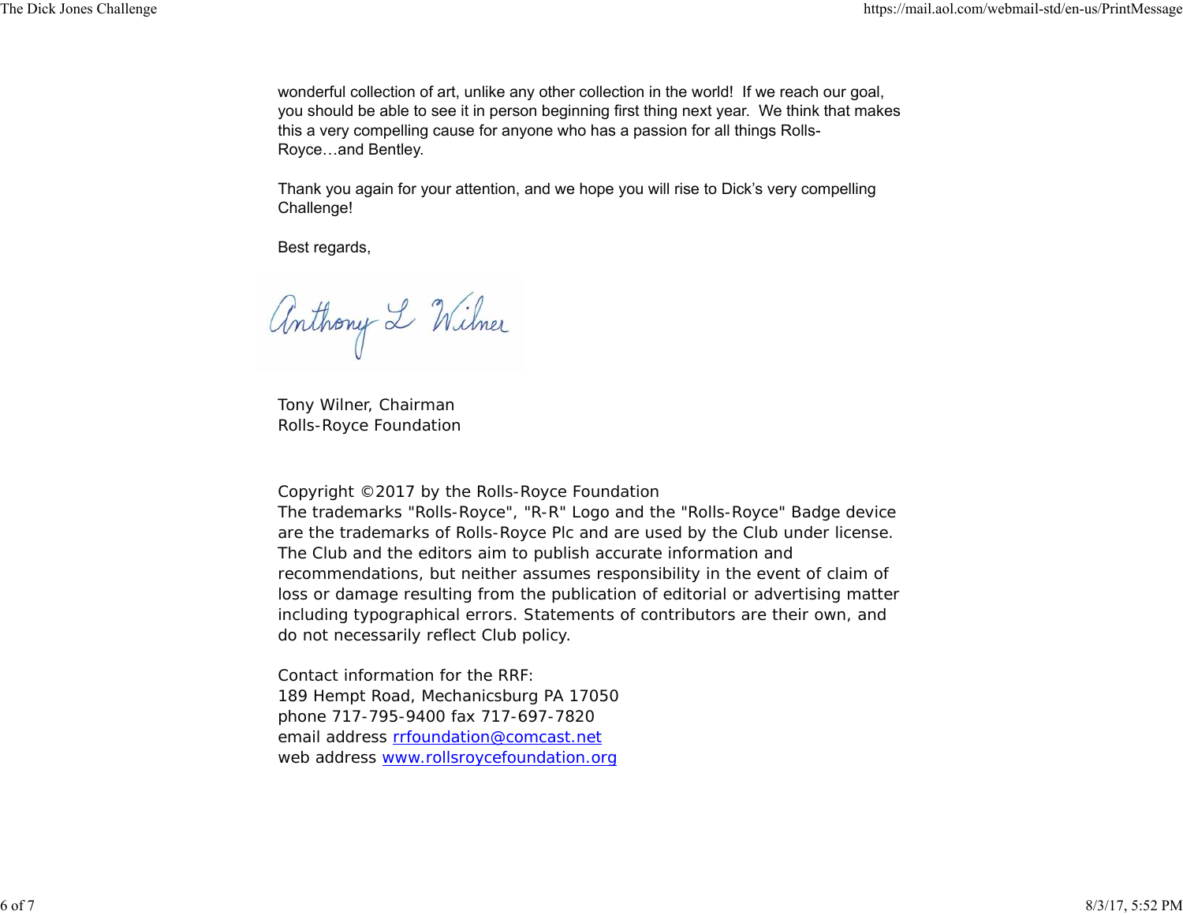wonderful collection of art, unlike any other collection in the world! If we reach our goal, you should be able to see it in person beginning first thing next year. We think that makes this a very compelling cause for anyone who has a passion for all things Rolls-Royce…and Bentley.

Thank you again for your attention, and we hope you will rise to Dick's very compelling Challenge!

Best regards,

Anthony L Wilner

Tony Wilner, Chairman
Rolls-Royce Foundation

Copyright ©2017 by the Rolls-Royce Foundation
The trademarks "Rolls-Royce", "R-R" Logo and the "Rolls-Royce" Badge device are the trademarks of Rolls-Royce Plc and are used by the Club under license. The Club and the editors aim to publish accurate information and recommendations, but neither assumes responsibility in the event of claim of loss or damage resulting from the publication of editorial or advertising matter including typographical errors. Statements of contributors are their own, and do not necessarily reflect Club policy.

Contact information for the RRF:
189 Hempt Road, Mechanicsburg PA 17050
phone 717-795-9400 fax 717-697-7820
email address rrfoundation@comcast.net
web address www.rollsroycefoundation.org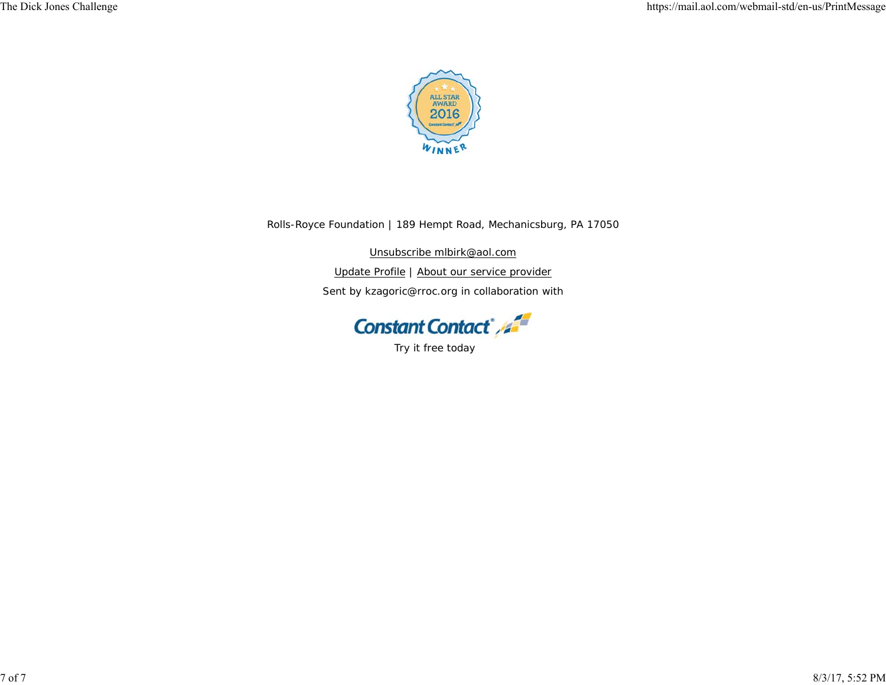Rolls-Royce Foundation | 189 Hempt Road, Mechanicsburg, PA 17050

Unsubscribe mlbirk@aol.com

Update Profile | About our service provider

Sent by kzagoric@rroc.org in collaboration with

Try it free today